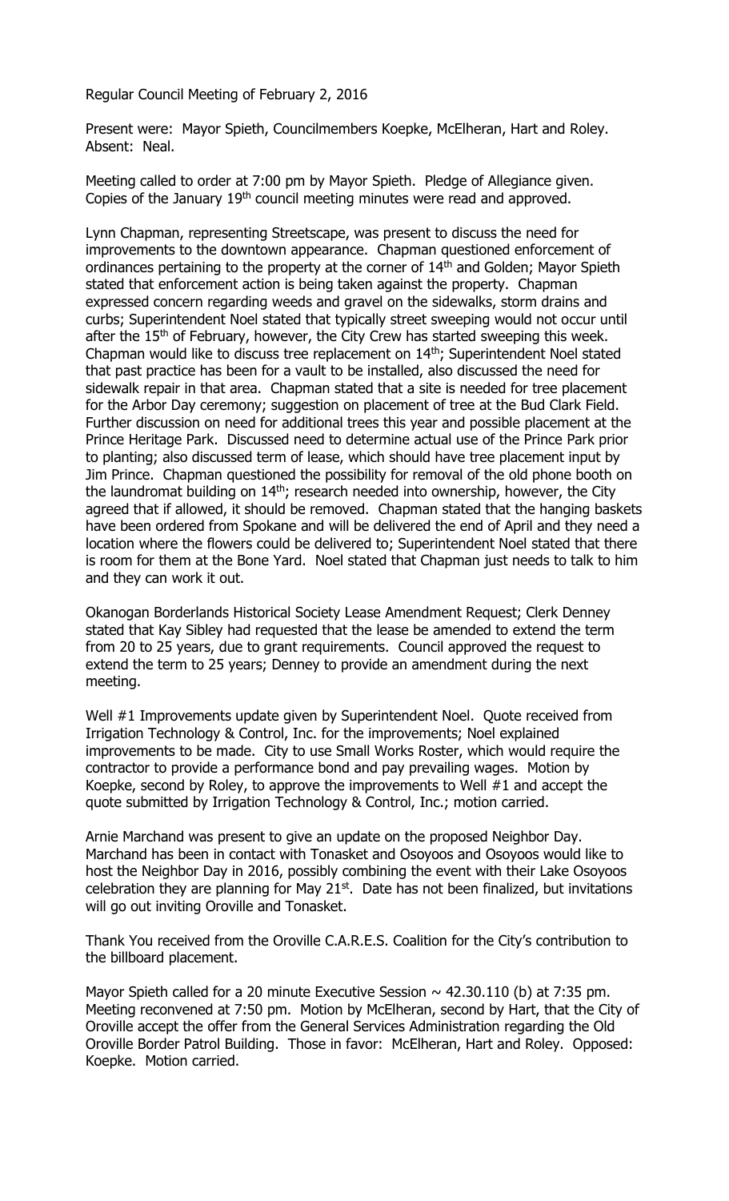Regular Council Meeting of February 2, 2016

Present were: Mayor Spieth, Councilmembers Koepke, McElheran, Hart and Roley. Absent: Neal.

Meeting called to order at 7:00 pm by Mayor Spieth. Pledge of Allegiance given. Copies of the January 19th council meeting minutes were read and approved.

Lynn Chapman, representing Streetscape, was present to discuss the need for improvements to the downtown appearance. Chapman questioned enforcement of ordinances pertaining to the property at the corner of 14th and Golden; Mayor Spieth stated that enforcement action is being taken against the property. Chapman expressed concern regarding weeds and gravel on the sidewalks, storm drains and curbs; Superintendent Noel stated that typically street sweeping would not occur until after the 15th of February, however, the City Crew has started sweeping this week. Chapman would like to discuss tree replacement on 14th; Superintendent Noel stated that past practice has been for a vault to be installed, also discussed the need for sidewalk repair in that area. Chapman stated that a site is needed for tree placement for the Arbor Day ceremony; suggestion on placement of tree at the Bud Clark Field. Further discussion on need for additional trees this year and possible placement at the Prince Heritage Park. Discussed need to determine actual use of the Prince Park prior to planting; also discussed term of lease, which should have tree placement input by Jim Prince. Chapman questioned the possibility for removal of the old phone booth on the laundromat building on 14th; research needed into ownership, however, the City agreed that if allowed, it should be removed. Chapman stated that the hanging baskets have been ordered from Spokane and will be delivered the end of April and they need a location where the flowers could be delivered to; Superintendent Noel stated that there is room for them at the Bone Yard. Noel stated that Chapman just needs to talk to him and they can work it out.

Okanogan Borderlands Historical Society Lease Amendment Request; Clerk Denney stated that Kay Sibley had requested that the lease be amended to extend the term from 20 to 25 years, due to grant requirements. Council approved the request to extend the term to 25 years; Denney to provide an amendment during the next meeting.

Well #1 Improvements update given by Superintendent Noel. Quote received from Irrigation Technology & Control, Inc. for the improvements; Noel explained improvements to be made. City to use Small Works Roster, which would require the contractor to provide a performance bond and pay prevailing wages. Motion by Koepke, second by Roley, to approve the improvements to Well #1 and accept the quote submitted by Irrigation Technology & Control, Inc.; motion carried.

Arnie Marchand was present to give an update on the proposed Neighbor Day. Marchand has been in contact with Tonasket and Osoyoos and Osoyoos would like to host the Neighbor Day in 2016, possibly combining the event with their Lake Osoyoos celebration they are planning for May 21st. Date has not been finalized, but invitations will go out inviting Oroville and Tonasket.

Thank You received from the Oroville C.A.R.E.S. Coalition for the City's contribution to the billboard placement.

Mayor Spieth called for a 20 minute Executive Session ~ 42.30.110 (b) at 7:35 pm. Meeting reconvened at 7:50 pm. Motion by McElheran, second by Hart, that the City of Oroville accept the offer from the General Services Administration regarding the Old Oroville Border Patrol Building. Those in favor: McElheran, Hart and Roley. Opposed: Koepke. Motion carried.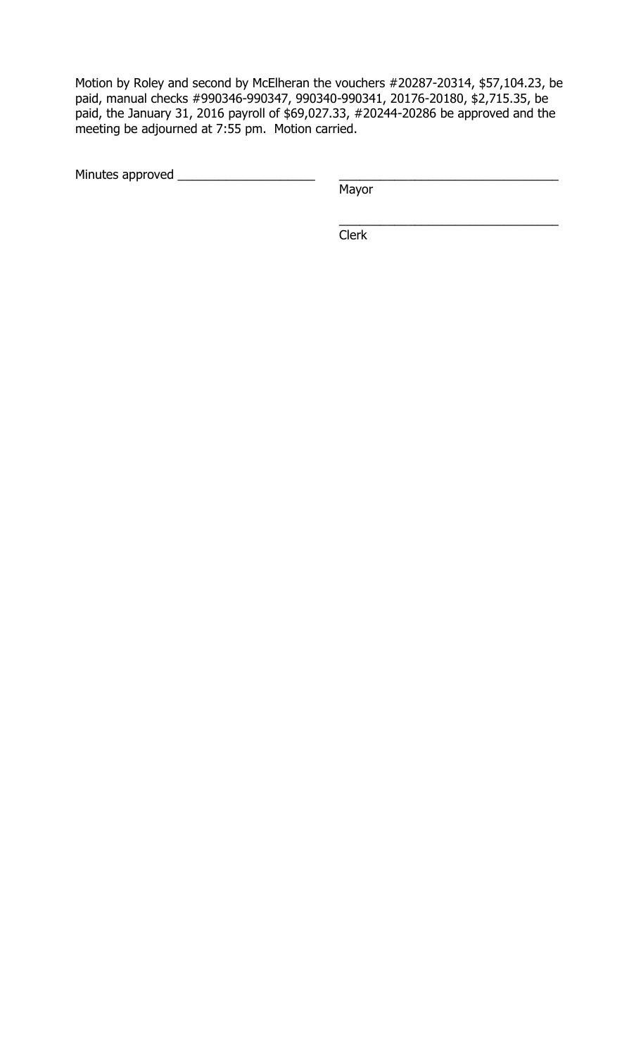Motion by Roley and second by McElheran the vouchers #20287-20314, $57,104.23, be paid, manual checks #990346-990347, 990340-990341, 20176-20180, $2,715.35, be paid, the January 31, 2016 payroll of $69,027.33, #20244-20286 be approved and the meeting be adjourned at 7:55 pm. Motion carried.

Minutes approved ____________________

________________________________
Mayor

________________________________
Clerk